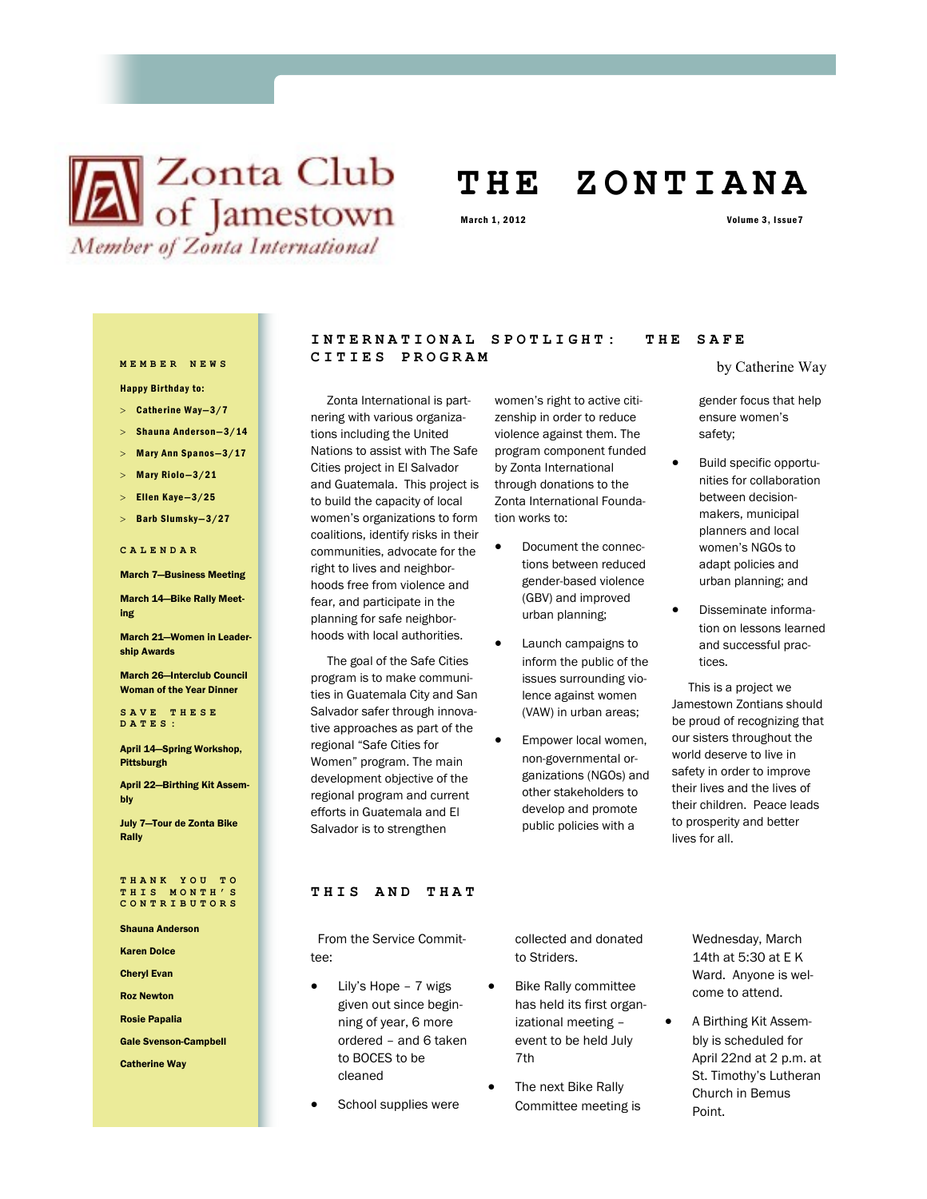Zonta Club of Jamestown

*Member of Zonta International*

# THE ZONTIANA

March 1, 2012 — Volume 3, Issue7

## INTERNATIONAL SPOTLIGHT: THE SAFE CITIES PROGRAM

by Catherine Way

Zonta International is partnering with various organizations including the United Nations to assist with The Safe Cities project in El Salvador and Guatemala. This project is to build the capacity of local women's organizations to form coalitions, identify risks in their communities, advocate for the right to lives and neighborhoods free from violence and fear, and participate in the planning for safe neighborhoods with local authorities.

The goal of the Safe Cities program is to make communities in Guatemala City and San Salvador safer through innovative approaches as part of the regional "Safe Cities for Women" program. The main development objective of the regional program and current efforts in Guatemala and El Salvador is to strengthen women's right to active citizenship in order to reduce violence against them. The program component funded by Zonta International through donations to the Zonta International Foundation works to:

- Document the connections between reduced gender-based violence (GBV) and improved urban planning;
- Launch campaigns to inform the public of the issues surrounding violence against women (VAW) in urban areas;
- Empower local women, non-governmental organizations (NGOs) and other stakeholders to develop and promote public policies with a gender focus that help ensure women's safety;
- Build specific opportunities for collaboration between decision-makers, municipal planners and local women's NGOs to adapt policies and urban planning; and
- Disseminate information on lessons learned and successful practices.

This is a project we Jamestown Zontians should be proud of recognizing that our sisters throughout the world deserve to live in safety in order to improve their lives and the lives of their children. Peace leads to prosperity and better lives for all.

## THIS AND THAT

From the Service Committee:

- Lily's Hope – 7 wigs given out since beginning of year, 6 more ordered – and 6 taken to BOCES to be cleaned
- School supplies were collected and donated to Striders.
- Bike Rally committee has held its first organizational meeting – event to be held July 7th
- The next Bike Rally Committee meeting is Wednesday, March 14th at 5:30 at E K Ward. Anyone is welcome to attend.
- A Birthing Kit Assembly is scheduled for April 22nd at 2 p.m. at St. Timothy's Lutheran Church in Bemus Point.

### MEMBER NEWS

**Happy Birthday to:**

> **Catherine Way—3/7**
> **Shauna Anderson—3/14**
> **Mary Ann Spanos—3/17**
> **Mary Riolo—3/21**
> **Ellen Kaye—3/25**
> **Barb Slumsky—3/27**

### CALENDAR

**March 7—Business Meeting**

**March 14—Bike Rally Meeting**

**March 21—Women in Leadership Awards**

**March 26—Interclub Council Woman of the Year Dinner**

### SAVE THESE DATES:

**April 14—Spring Workshop, Pittsburgh**

**April 22—Birthing Kit Assembly**

**July 7—Tour de Zonta Bike Rally**

### THANK YOU TO THIS MONTH'S CONTRIBUTORS

**Shauna Anderson**

**Karen Dolce**

**Cheryl Evan**

**Roz Newton**

**Rosie Papalia**

**Gale Svenson-Campbell**

**Catherine Way**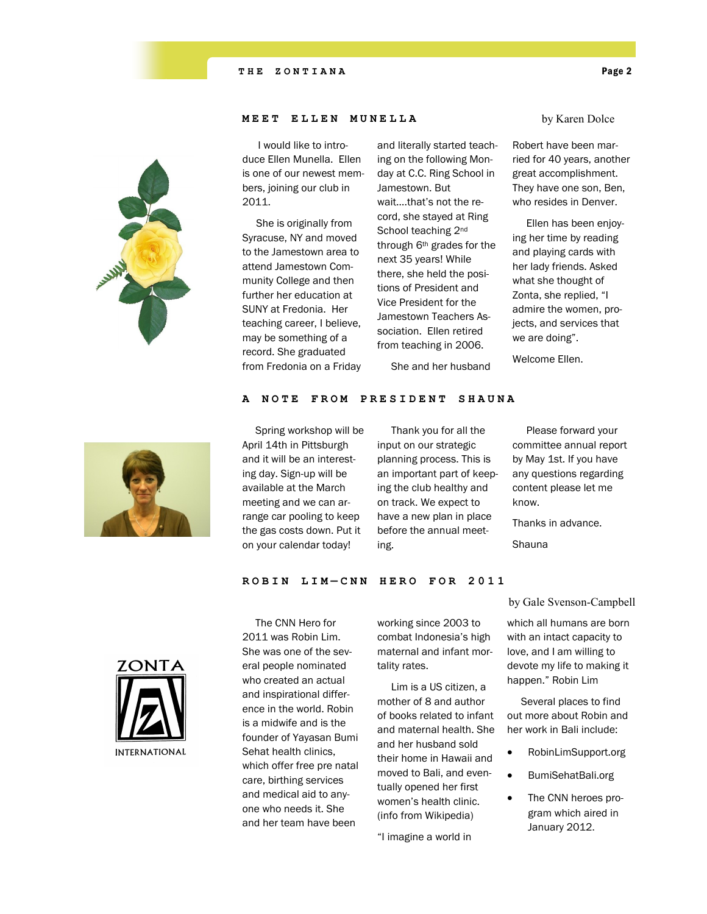## MEET ELLEN MUNELLA

by Karen Dolce

I would like to introduce Ellen Munella. Ellen is one of our newest members, joining our club in 2011.

She is originally from Syracuse, NY and moved to the Jamestown area to attend Jamestown Community College and then further her education at SUNY at Fredonia. Her teaching career, I believe, may be something of a record. She graduated from Fredonia on a Friday and literally started teaching on the following Monday at C.C. Ring School in Jamestown. But wait….that's not the record, she stayed at Ring School teaching 2nd through 6th grades for the next 35 years! While there, she held the positions of President and Vice President for the Jamestown Teachers Association. Ellen retired from teaching in 2006.

She and her husband Robert have been married for 40 years, another great accomplishment. They have one son, Ben, who resides in Denver.

Ellen has been enjoying her time by reading and playing cards with her lady friends. Asked what she thought of Zonta, she replied, "I admire the women, projects, and services that we are doing".

Welcome Ellen.

## A NOTE FROM PRESIDENT SHAUNA

Spring workshop will be April 14th in Pittsburgh and it will be an interesting day. Sign-up will be available at the March meeting and we can arrange car pooling to keep the gas costs down. Put it on your calendar today!

Thank you for all the input on our strategic planning process. This is an important part of keeping the club healthy and on track. We expect to have a new plan in place before the annual meeting.

Please forward your committee annual report by May 1st. If you have any questions regarding content please let me know.

Thanks in advance.

Shauna

## ROBIN LIM—CNN HERO FOR 2011

by Gale Svenson-Campbell

The CNN Hero for 2011 was Robin Lim. She was one of the several people nominated who created an actual and inspirational difference in the world. Robin is a midwife and is the founder of Yayasan Bumi Sehat health clinics, which offer free pre natal care, birthing services and medical aid to anyone who needs it. She and her team have been working since 2003 to combat Indonesia's high maternal and infant mortality rates.

Lim is a US citizen, a mother of 8 and author of books related to infant and maternal health. She and her husband sold their home in Hawaii and moved to Bali, and eventually opened her first women's health clinic. (info from Wikipedia)

"I imagine a world in which all humans are born with an intact capacity to love, and I am willing to devote my life to making it happen." Robin Lim

Several places to find out more about Robin and her work in Bali include:

- RobinLimSupport.org
- BumiSehatBali.org
- The CNN heroes program which aired in January 2012.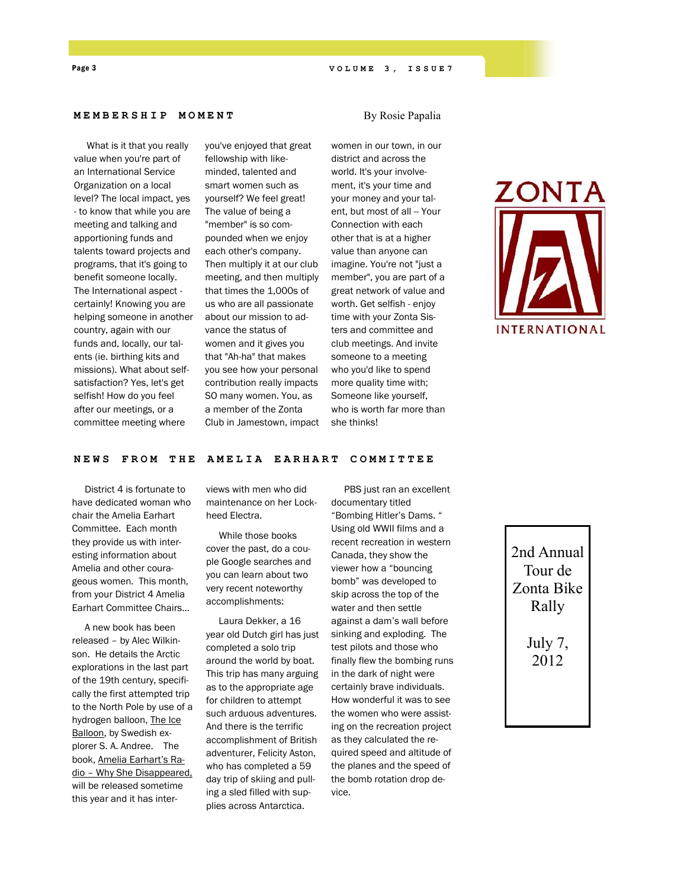## MEMBERSHIP MOMENT

By Rosie Papalia

What is it that you really value when you're part of an International Service Organization on a local level? The local impact, yes - to know that while you are meeting and talking and apportioning funds and talents toward projects and programs, that it's going to benefit someone locally. The International aspect - certainly! Knowing you are helping someone in another country, again with our funds and, locally, our talents (ie. birthing kits and missions). What about self-satisfaction? Yes, let's get selfish! How do you feel after our meetings, or a committee meeting where you've enjoyed that great fellowship with like-minded, talented and smart women such as yourself? We feel great! The value of being a "member" is so compounded when we enjoy each other's company. Then multiply it at our club meeting, and then multiply that times the 1,000s of us who are all passionate about our mission to advance the status of women and it gives you that "Ah-ha" that makes you see how your personal contribution really impacts SO many women. You, as a member of the Zonta Club in Jamestown, impact women in our town, in our district and across the world. It's your involvement, it's your time and your money and your talent, but most of all -- Your Connection with each other that is at a higher value than anyone can imagine. You're not "just a member", you are part of a great network of value and worth. Get selfish - enjoy time with your Zonta Sisters and committee and club meetings. And invite someone to a meeting who you'd like to spend more quality time with; Someone like yourself, who is worth far more than she thinks!

ZONTA INTERNATIONAL

## NEWS FROM THE AMELIA EARHART COMMITTEE

District 4 is fortunate to have dedicated woman who chair the Amelia Earhart Committee. Each month they provide us with interesting information about Amelia and other courageous women. This month, from your District 4 Amelia Earhart Committee Chairs…

A new book has been released – by Alec Wilkinson. He details the Arctic explorations in the last part of the 19th century, specifically the first attempted trip to the North Pole by use of a hydrogen balloon, The Ice Balloon, by Swedish explorer S. A. Andree. The book, Amelia Earhart's Radio – Why She Disappeared, will be released sometime this year and it has interviews with men who did maintenance on her Lockheed Electra.

While those books cover the past, do a couple Google searches and you can learn about two very recent noteworthy accomplishments:

Laura Dekker, a 16 year old Dutch girl has just completed a solo trip around the world by boat. This trip has many arguing as to the appropriate age for children to attempt such arduous adventures. And there is the terrific accomplishment of British adventurer, Felicity Aston, who has completed a 59 day trip of skiing and pulling a sled filled with supplies across Antarctica.

PBS just ran an excellent documentary titled "Bombing Hitler's Dams. " Using old WWII films and a recent recreation in western Canada, they show the viewer how a "bouncing bomb" was developed to skip across the top of the water and then settle against a dam's wall before sinking and exploding. The test pilots and those who finally flew the bombing runs in the dark of night were certainly brave individuals. How wonderful it was to see the women who were assisting on the recreation project as they calculated the required speed and altitude of the planes and the speed of the bomb rotation drop device.

2nd Annual Tour de Zonta Bike Rally

July 7, 2012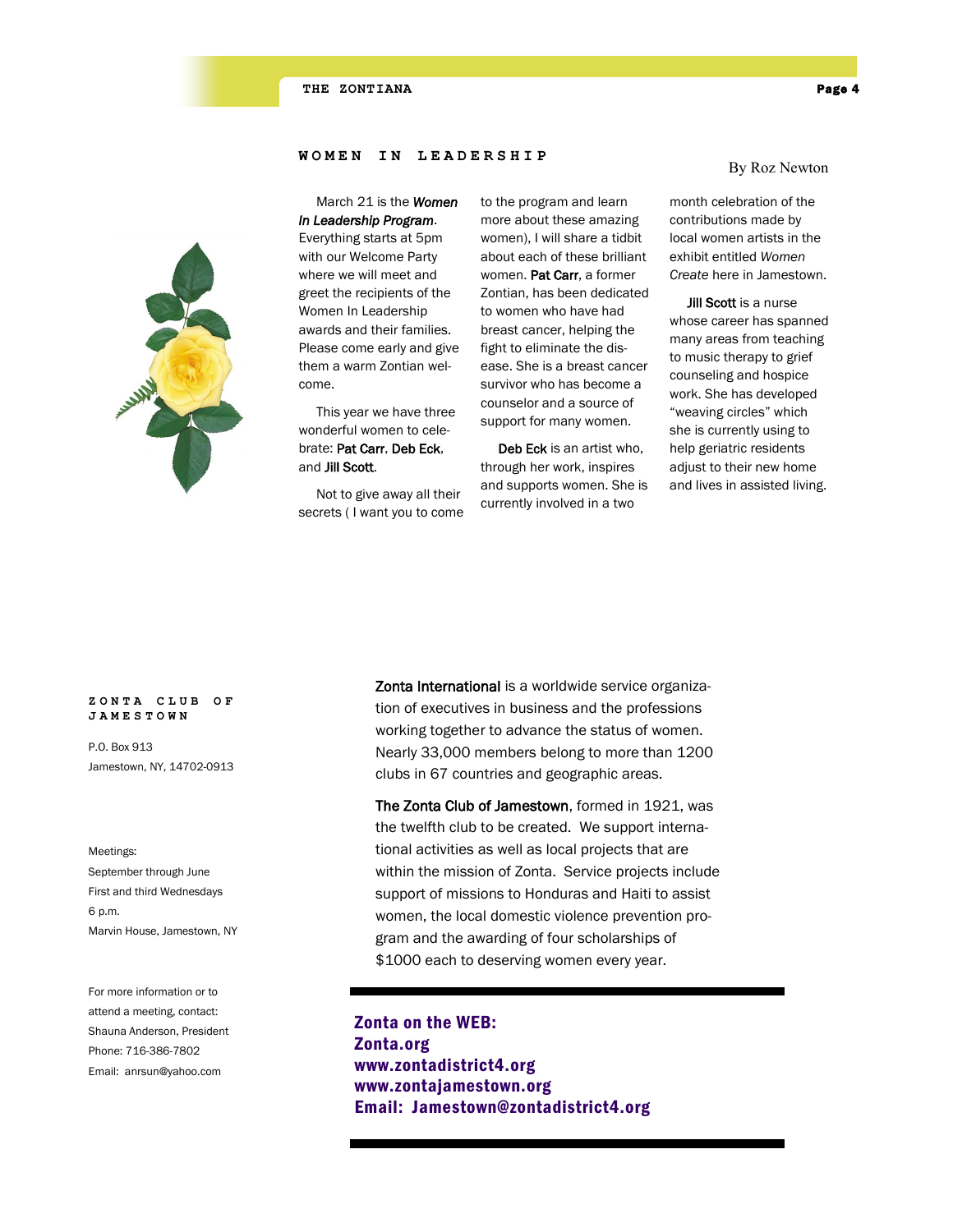## WOMEN IN LEADERSHIP

By Roz Newton

March 21 is the ***Women In Leadership Program***. Everything starts at 5pm with our Welcome Party where we will meet and greet the recipients of the Women In Leadership awards and their families. Please come early and give them a warm Zontian welcome.

This year we have three wonderful women to celebrate: **Pat Carr**, **Deb Eck**, and **Jill Scott**.

Not to give away all their secrets ( I want you to come to the program and learn more about these amazing women), I will share a tidbit about each of these brilliant women. **Pat Carr**, a former Zontian, has been dedicated to women who have had breast cancer, helping the fight to eliminate the disease. She is a breast cancer survivor who has become a counselor and a source of support for many women.

**Deb Eck** is an artist who, through her work, inspires and supports women. She is currently involved in a two month celebration of the contributions made by local women artists in the exhibit entitled *Women Create* here in Jamestown.

**Jill Scott** is a nurse whose career has spanned many areas from teaching to music therapy to grief counseling and hospice work. She has developed "weaving circles" which she is currently using to help geriatric residents adjust to their new home and lives in assisted living.

### ZONTA CLUB OF JAMESTOWN

P.O. Box 913
Jamestown, NY, 14702-0913

Meetings:
September through June
First and third Wednesdays
6 p.m.
Marvin House, Jamestown, NY

For more information or to attend a meeting, contact:
Shauna Anderson, President
Phone: 716-386-7802
Email: anrsun@yahoo.com

**Zonta International** is a worldwide service organization of executives in business and the professions working together to advance the status of women. Nearly 33,000 members belong to more than 1200 clubs in 67 countries and geographic areas.

**The Zonta Club of Jamestown**, formed in 1921, was the twelfth club to be created. We support international activities as well as local projects that are within the mission of Zonta. Service projects include support of missions to Honduras and Haiti to assist women, the local domestic violence prevention program and the awarding of four scholarships of $1000 each to deserving women every year.

**Zonta on the WEB:**
**Zonta.org**
**www.zontadistrict4.org**
**www.zontajamestown.org**
**Email: Jamestown@zontadistrict4.org**